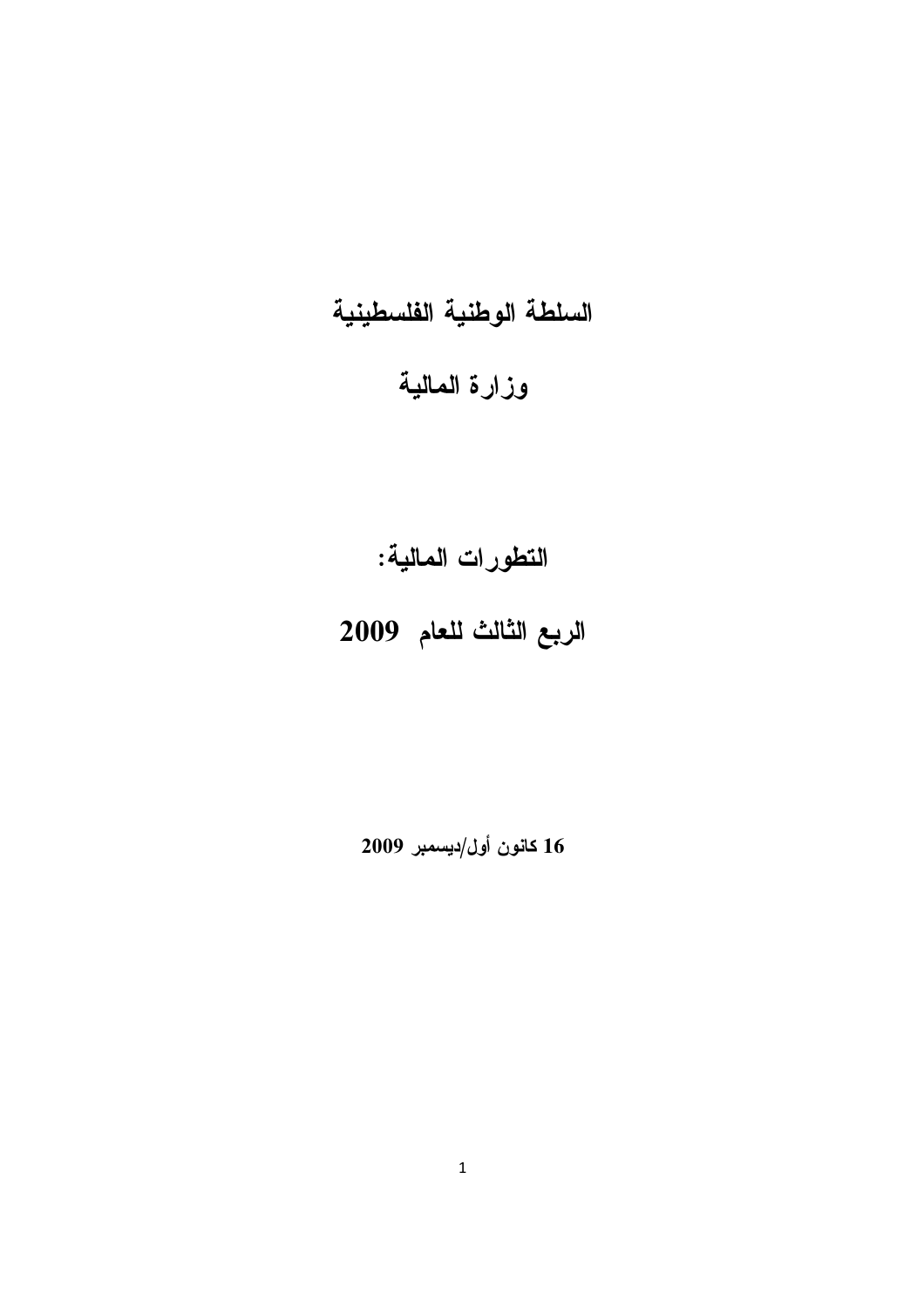# السلطة الوطنية الفلسطينية

# وزارة المالية

## التطورات المالية:

## الربع الثالث للعام 2009

**16 كانون أول/ديسمبر 2009**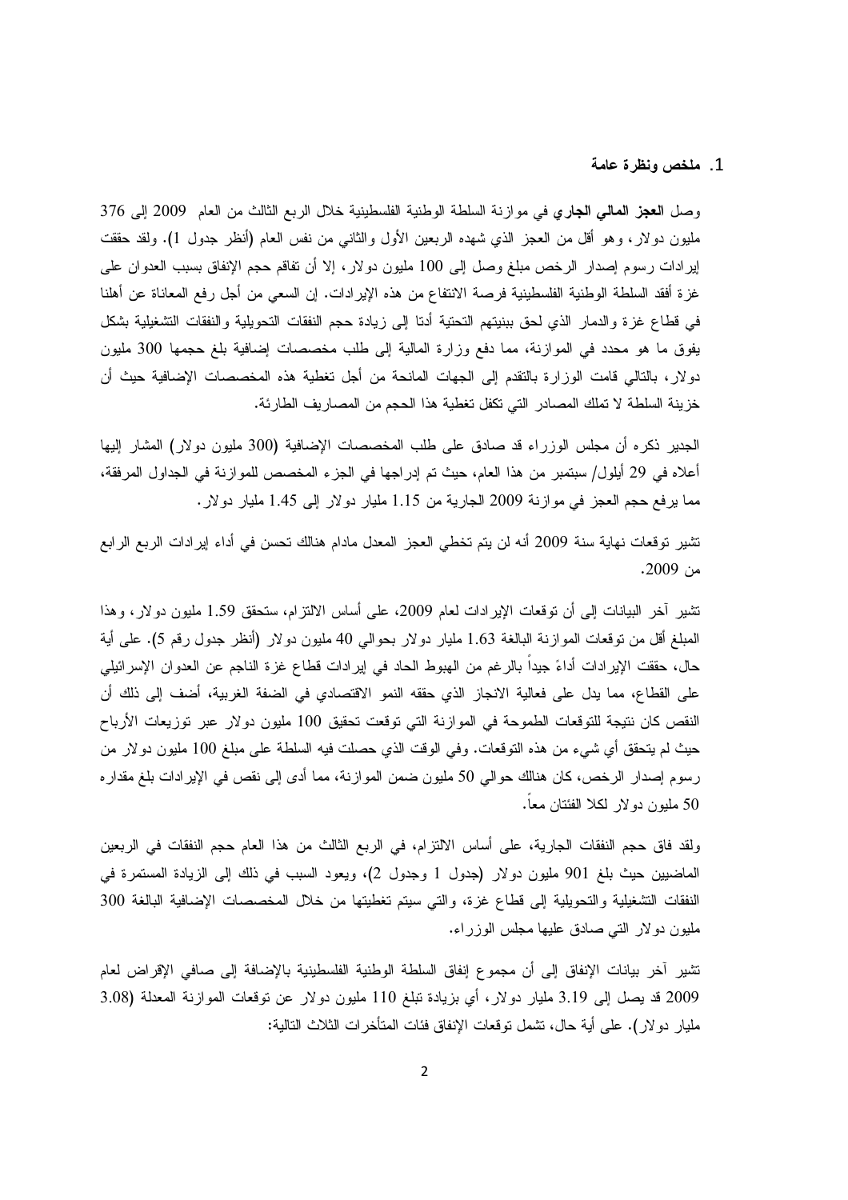## 1. ملخص ونظرة عامة

وصل **العجز المالي الجاري** في موازنة السلطة الوطنية الفلسطينية خلال الربع الثالث من العام 2009 إلى 376 مليون دولار، وهو أقل من العجز الذي شهده الربعين الأول والثاني من نفس العام (أنظر جدول 1). ولقد حققت إيرادات رسوم إصدار الرخص مبلغ وصل إلى 100 مليون دولار، إلا أن تفاقم حجم الإنفاق بسبب العدوان على غزة أفقد السلطة الوطنية الفلسطينية فرصة الانتفاع من هذه الإيرادات. إن السعي من أجل رفع المعاناة عن أهلنا في قطاع غزة والدمار الذي لحق ببنيتهم التحتية أدتا إلى زيادة حجم النفقات التحويلية والنفقات التشغيلية بشكل يفوق ما هو محدد في الموازنة، مما دفع وزارة المالية إلى طلب مخصصات إضافية بلغ حجمها 300 مليون دولار، بالتالي قامت الوزارة بالتقدم إلى الجهات المانحة من أجل تغطية هذه المخصصات الإضافية حيث أن خزينة السلطة لا تملك المصادر التي تكفل تغطية هذا الحجم من المصاريف الطارئة.

الجدير ذكره أن مجلس الوزراء قد صادق على طلب المخصصات الإضافية (300 مليون دولار) المشار إليها أعلاه في 29 أيلول/ سبتمبر من هذا العام، حيث تم إدراجها في الجزء المخصص للموازنة في الجداول المرفقة، مما يرفع حجم العجز في موازنة 2009 الجارية من 1.15 مليار دولار إلى 1.45 مليار دولار.

تشير توقعات نهاية سنة 2009 أنه لن يتم تخطي العجز المعدل مادام هنالك تحسن في أداء إيرادات الربع الرابع من 2009.

تشير آخر البيانات إلى أن توقعات الإيرادات لعام 2009، على أساس الالتزام، ستحقق 1.59 مليون دولار، وهذا المبلغ أقل من توقعات الموازنة البالغة 1.63 مليار دولار بحوالي 40 مليون دولار (أنظر جدول رقم 5). على أية حال، حققت الإيرادات أداءً جيداً بالرغم من الهبوط الحاد في إيرادات قطاع غزة الناجم عن العدوان الإسرائيلي على القطاع، مما يدل على فعالية الانجاز الذي حققه النمو الاقتصادي في الضفة الغربية، أضف إلى ذلك أن النقص كان نتيجة للتوقعات الطموحة في الموازنة التي توقعت تحقيق 100 مليون دولار عبر توزيعات الأرباح حيث لم يتحقق أي شيء من هذه التوقعات. وفي الوقت الذي حصلت فيه السلطة على مبلغ 100 مليون دولار من رسوم إصدار الرخص، كان هنالك حوالي 50 مليون ضمن الموازنة، مما أدى إلى نقص في الإيرادات بلغ مقداره 50 مليون دولار لكلا الفئتان معاً.

ولقد فاق حجم النفقات الجارية، على أساس الالتزام، في الربع الثالث من هذا العام حجم النفقات في الربعين الماضيين حيث بلغ 901 مليون دولار (جدول 1 وجدول 2)، ويعود السبب في ذلك إلى الزيادة المستمرة في النفقات التشغيلية والتحويلية إلى قطاع غزة، والتي سيتم تغطيتها من خلال المخصصات الإضافية البالغة 300 مليون دولار التي صادق عليها مجلس الوزراء.

تشير آخر بيانات الإنفاق إلى أن مجموع إنفاق السلطة الوطنية الفلسطينية بالإضافة إلى صافي الإقراض لعام 2009 قد يصل إلى 3.19 مليار دولار، أي بزيادة تبلغ 110 مليون دولار عن توقعات الموازنة المعدلة (3.08 مليار دولار). على أية حال، تشمل توقعات الإنفاق فئات المتأخرات الثلاث التالية: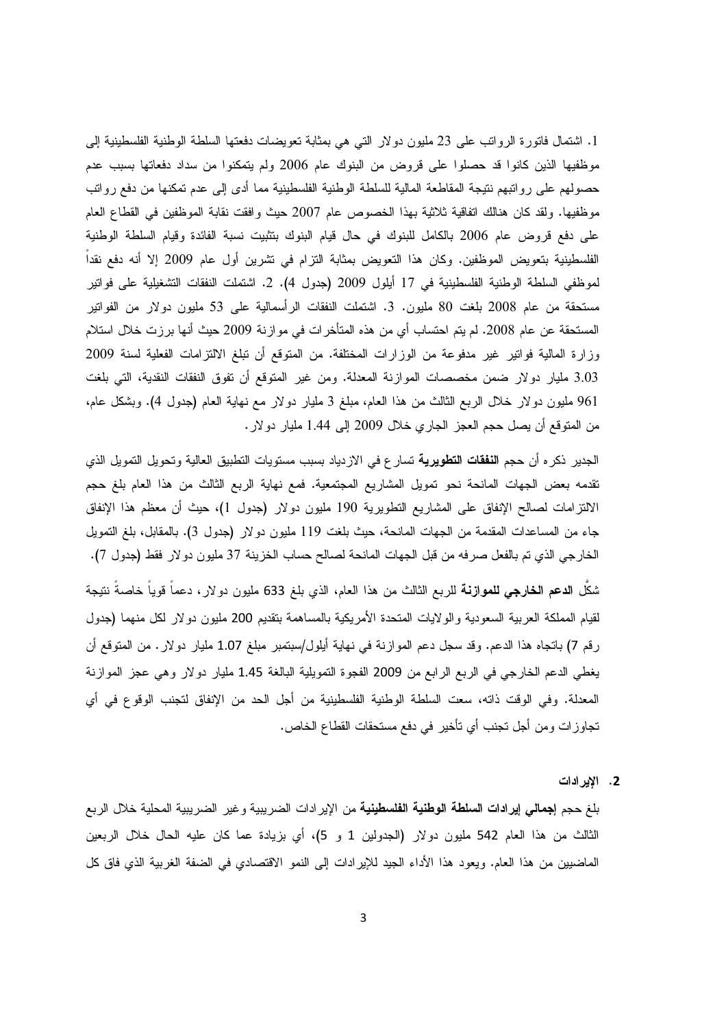1. اشتمال فاتورة الرواتب على 23 مليون دولار التي هي بمثابة تعويضات دفعتها السلطة الوطنية الفلسطينية إلى موظفيها الذين كانوا قد حصلوا على قروض من البنوك عام 2006 ولم يتمكنوا من سداد دفعاتها بسبب عدم حصولهم على رواتبهم نتيجة المقاطعة المالية للسلطة الوطنية الفلسطينية مما أدى إلى عدم تمكنها من دفع رواتب موظفيها. ولقد كان هنالك اتفاقية ثلاثية بهذا الخصوص عام 2007 حيث وافقت نقابة الموظفين في القطاع العام على دفع قروض عام 2006 بالكامل للبنوك في حال قيام البنوك بتثبيت نسبة الفائدة وقيام السلطة الوطنية الفلسطينية بتعويض الموظفين. وكان هذا التعويض بمثابة التزام في تشرين أول عام 2009 إلا أنه دفع نقداً لموظفي السلطة الوطنية الفلسطينية في 17 أيلول 2009 (جدول 4). 2. اشتملت النفقات التشغيلية على فواتير مستحقة من عام 2008 بلغت 80 مليون. 3. اشتملت النفقات الرأسمالية على 53 مليون دولار من الفواتير المستحقة عن عام 2008. لم يتم احتساب أي من هذه المتأخرات في موازنة 2009 حيث أنها برزت خلال استلام وزارة المالية فواتير غير مدفوعة من الوزارات المختلفة. من المتوقع أن تبلغ الالتزامات الفعلية لسنة 2009 3.03 مليار دولار ضمن مخصصات الموازنة المعدلة. ومن غير المتوقع أن تفوق النفقات النقدية، التي بلغت 961 مليون دولار خلال الربع الثالث من هذا العام، مبلغ 3 مليار دولار مع نهاية العام (جدول 4). وبشكل عام، من المتوقع أن يصل حجم العجز الجاري خلال 2009 إلى 1.44 مليار دولار.

الجدير ذكره أن حجم **النفقات التطويرية** تسارع في الازدياد بسبب مستويات التطبيق العالية وتحويل التمويل الذي تقدمه بعض الجهات المانحة نحو تمويل المشاريع المجتمعية. فمع نهاية الربع الثالث من هذا العام بلغ حجم الالتزامات لصالح الإنفاق على المشاريع التطويرية 190 مليون دولار (جدول 1)، حيث أن معظم هذا الإنفاق جاء من المساعدات المقدمة من الجهات المانحة، حيث بلغت 119 مليون دولار (جدول 3). بالمقابل، بلغ التمويل الخارجي الذي تم بالفعل صرفه من قبل الجهات المانحة لصالح حساب الخزينة 37 مليون دولار فقط (جدول 7).

شكّل **الدعم الخارجي للموازنة** للربع الثالث من هذا العام، الذي بلغ 633 مليون دولار، دعماً قوياً خاصةً نتيجة لقيام المملكة العربية السعودية والولايات المتحدة الأمريكية بالمساهمة بتقديم 200 مليون دولار لكل منهما (جدول رقم 7) باتجاه هذا الدعم. وقد سجل دعم الموازنة في نهاية أيلول/سبتمبر مبلغ 1.07 مليار دولار. من المتوقع أن يغطي الدعم الخارجي في الربع الرابع من 2009 الفجوة التمويلية البالغة 1.45 مليار دولار وهي عجز الموازنة المعدلة. وفي الوقت ذاته، سعت السلطة الوطنية الفلسطينية من أجل الحد من الإنفاق لتجنب الوقوع في أي تجاوزات ومن أجل تجنب أي تأخير في دفع مستحقات القطاع الخاص.

### 2. الإيرادات

بلغ حجم **إجمالي إيرادات السلطة الوطنية الفلسطينية** من الإيرادات الضريبية وغير الضريبية المحلية خلال الربع الثالث من هذا العام 542 مليون دولار (الجدولين 1 و 5)، أي بزيادة عما كان عليه الحال خلال الربعين الماضيين من هذا العام. ويعود هذا الأداء الجيد للإيرادات إلى النمو الاقتصادي في الضفة الغربية الذي فاق كل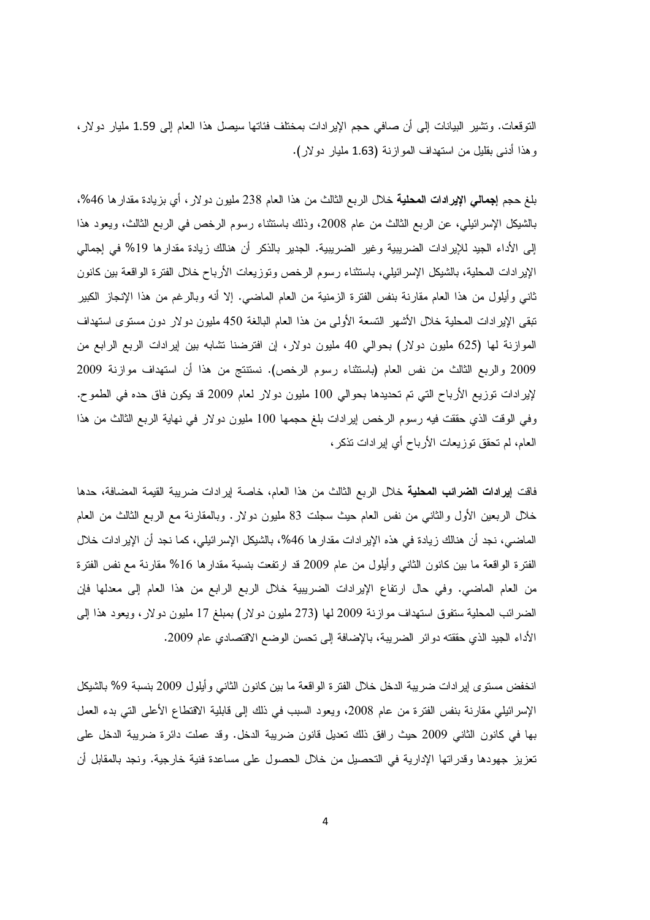التوقعات. وتشير البيانات إلى أن صافي حجم الإيرادات بمختلف فئاتها سيصل هذا العام إلى 1.59 مليار دولار، وهذا أدنى بقليل من استهداف الموازنة (1.63 مليار دولار).

بلغ حجم **إجمالي الإيرادات المحلية** خلال الربع الثالث من هذا العام 238 مليون دولار، أي بزيادة مقدارها 46%، بالشيكل الإسرائيلي، عن الربع الثالث من عام 2008، وذلك باستثناء رسوم الرخص في الربع الثالث، ويعود هذا إلى الأداء الجيد للإيرادات الضريبية وغير الضريبية. الجدير بالذكر أن هنالك زيادة مقدارها 19% في إجمالي الإيرادات المحلية، بالشيكل الإسرائيلي، باستثناء رسوم الرخص وتوزيعات الأرباح خلال الفترة الواقعة بين كانون ثاني وأيلول من هذا العام مقارنة بنفس الفترة الزمنية من العام الماضي. إلا أنه وبالرغم من هذا الإنجاز الكبير تبقى الإيرادات المحلية خلال الأشهر التسعة الأولى من هذا العام البالغة 450 مليون دولار دون مستوى استهداف الموازنة لها (625 مليون دولار) بحوالي 40 مليون دولار، إن افترضنا تشابه بين إيرادات الربع الرابع من 2009 والربع الثالث من نفس العام (باستثناء رسوم الرخص). نستنتج من هذا أن استهداف موازنة 2009 لإيرادات توزيع الأرباح التي تم تحديدها بحوالي 100 مليون دولار لعام 2009 قد يكون فاق حده في الطموح. وفي الوقت الذي حققت فيه رسوم الرخص إيرادات بلغ حجمها 100 مليون دولار في نهاية الربع الثالث من هذا العام، لم تحقق توزيعات الأرباح أي إيرادات تذكر،

فاقت **إيرادات الضرائب المحلية** خلال الربع الثالث من هذا العام، خاصة إيرادات ضريبة القيمة المضافة، حدها خلال الربعين الأول والثاني من نفس العام حيث سجلت 83 مليون دولار. وبالمقارنة مع الربع الثالث من العام الماضي، نجد أن هنالك زيادة في هذه الإيرادات مقدارها 46%، بالشيكل الإسرائيلي، كما نجد أن الإيرادات خلال الفترة الواقعة ما بين كانون الثاني وأيلول من عام 2009 قد ارتفعت بنسبة مقدارها 16% مقارنة مع نفس الفترة من العام الماضي. وفي حال ارتفاع الإيرادات الضريبية خلال الربع الرابع من هذا العام إلى معدلها فإن الضرائب المحلية ستفوق استهداف موازنة 2009 لها (273 مليون دولار) بمبلغ 17 مليون دولار، ويعود هذا إلى الأداء الجيد الذي حققته دوائر الضريبة، بالإضافة إلى تحسن الوضع الاقتصادي عام 2009.

انخفض مستوى إيرادات ضريبة الدخل خلال الفترة الواقعة ما بين كانون الثاني وأيلول 2009 بنسبة 9% بالشيكل الإسرائيلي مقارنة بنفس الفترة من عام 2008، ويعود السبب في ذلك إلى قابلية الاقتطاع الأعلى التي بدء العمل بها في كانون الثاني 2009 حيث رافق ذلك تعديل قانون ضريبة الدخل. وقد عملت دائرة ضريبة الدخل على تعزيز جهودها وقدراتها الإدارية في التحصيل من خلال الحصول على مساعدة فنية خارجية. ونجد بالمقابل أن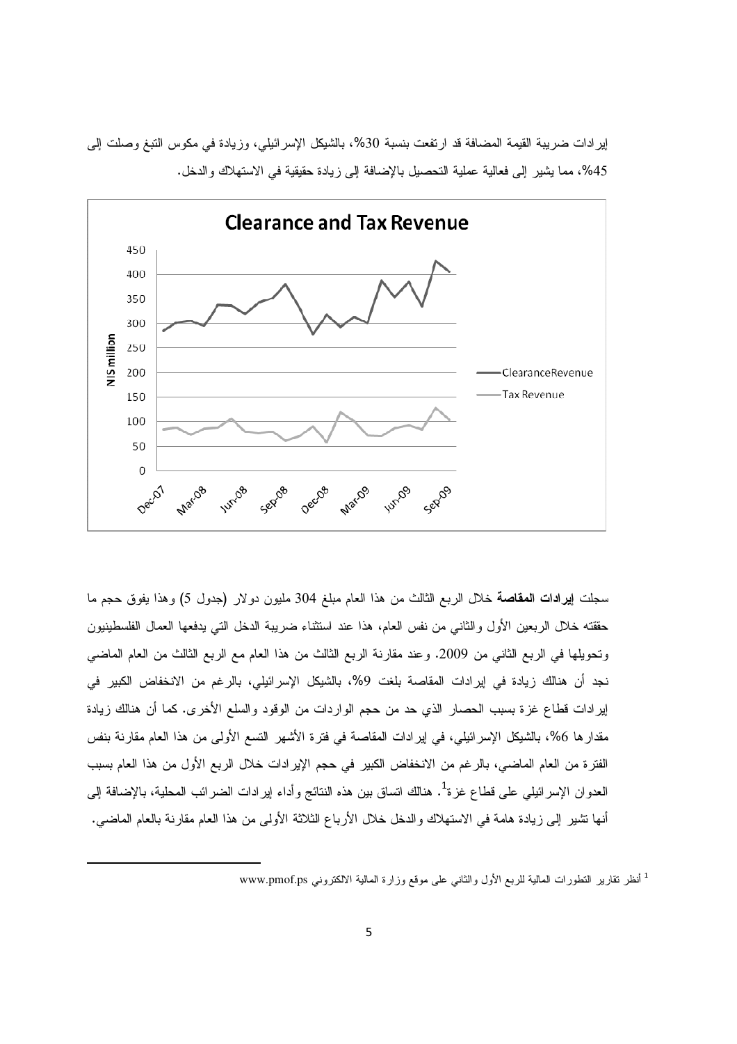إيرادات ضريبة القيمة المضافة قد ارتفعت بنسبة 30%، بالشيكل الإسرائيلي، وزيادة في مكوس التبغ وصلت إلى 45%، مما يشير إلى فعالية عملية التحصيل بالإضافة إلى زيادة حقيقية في الاستهلاك والدخل.

**Clearance and Tax Revenue**

سجلت **إيرادات المقاصة** خلال الربع الثالث من هذا العام مبلغ 304 مليون دولار (جدول 5) وهذا يفوق حجم ما حققته خلال الربعين الأول والثاني من نفس العام، هذا عند استثناء ضريبة الدخل التي يدفعها العمال الفلسطينيون وتحويلها في الربع الثاني من 2009. وعند مقارنة الربع الثالث من هذا العام مع الربع الثالث من العام الماضي نجد أن هنالك زيادة في إيرادات المقاصة بلغت 9%، بالشيكل الإسرائيلي، بالرغم من الانخفاض الكبير في إيرادات قطاع غزة بسبب الحصار الذي حد من حجم الواردات من الوقود والسلع الأخرى. كما أن هنالك زيادة مقدارها 6%، بالشيكل الإسرائيلي، في إيرادات المقاصة في فترة الأشهر التسع الأولى من هذا العام مقارنة بنفس الفترة من العام الماضي، بالرغم من الانخفاض الكبير في حجم الإيرادات خلال الربع الأول من هذا العام بسبب العدوان الإسرائيلي على قطاع غزة[1]. هنالك اتساق بين هذه النتائج وأداء إيرادات الضرائب المحلية، بالإضافة إلى أنها تشير إلى زيادة هامة في الاستهلاك والدخل خلال الأرباع الثلاثة الأولى من هذا العام مقارنة بالعام الماضي.

---

[1] أنظر تقارير التطورات المالية للربع الأول والثاني على موقع وزارة المالية الالكتروني www.pmof.ps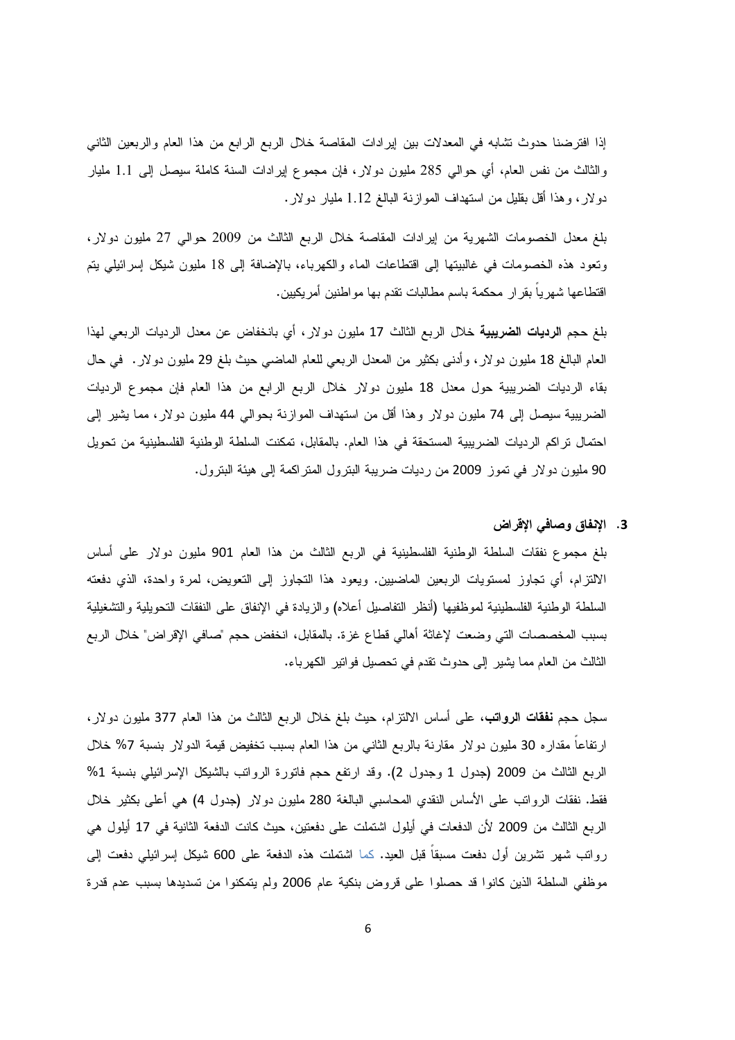إذا افترضنا حدوث تشابه في المعدلات بين إيرادات المقاصة خلال الربع الرابع من هذا العام والربعين الثاني والثالث من نفس العام، أي حوالي 285 مليون دولار، فإن مجموع إيرادات السنة كاملة سيصل إلى 1.1 مليار دولار، وهذا أقل بقليل من استهداف الموازنة البالغ 1.12 مليار دولار.

بلغ معدل الخصومات الشهرية من إيرادات المقاصة خلال الربع الثالث من 2009 حوالي 27 مليون دولار، وتعود هذه الخصومات في غالبيتها إلى اقتطاعات الماء والكهرباء، بالإضافة إلى 18 مليون شيكل إسرائيلي يتم اقتطاعها شهرياً بقرار محكمة باسم مطالبات تقدم بها مواطنين أمريكيين.

بلغ حجم **الرديات الضريبية** خلال الربع الثالث 17 مليون دولار، أي بانخفاض عن معدل الرديات الربعي لهذا العام البالغ 18 مليون دولار، وأدنى بكثير من المعدل الربعي للعام الماضي حيث بلغ 29 مليون دولار. في حال بقاء الرديات الضريبية حول معدل 18 مليون دولار خلال الربع الرابع من هذا العام فإن مجموع الرديات الضريبية سيصل إلى 74 مليون دولار وهذا أقل من استهداف الموازنة بحوالي 44 مليون دولار، مما يشير إلى احتمال تراكم الرديات الضريبية المستحقة في هذا العام. بالمقابل، تمكنت السلطة الوطنية الفلسطينية من تحويل 90 مليون دولار في تموز 2009 من رديات ضريبة البترول المتراكمة إلى هيئة البترول.

### 3. الإنفاق وصافي الإقراض

بلغ مجموع نفقات السلطة الوطنية الفلسطينية في الربع الثالث من هذا العام 901 مليون دولار على أساس الالتزام، أي تجاوز لمستويات الربعين الماضيين. ويعود هذا التجاوز إلى التعويض، لمرة واحدة، الذي دفعته السلطة الوطنية الفلسطينية لموظفيها (أنظر التفاصيل أعلاه) والزيادة في الإنفاق على النفقات التحويلية والتشغيلية بسبب المخصصات التي وضعت لإغاثة أهالي قطاع غزة. بالمقابل، انخفض حجم "صافي الإقراض" خلال الربع الثالث من العام مما يشير إلى حدوث تقدم في تحصيل فواتير الكهرباء.

سجل حجم **نفقات الرواتب**، على أساس الالتزام، حيث بلغ خلال الربع الثالث من هذا العام 377 مليون دولار، ارتفاعاً مقداره 30 مليون دولار مقارنة بالربع الثاني من هذا العام بسبب تخفيض قيمة الدولار بنسبة 7% خلال الربع الثالث من 2009 (جدول 1 وجدول 2). وقد ارتفع حجم فاتورة الرواتب بالشيكل الإسرائيلي بنسبة 1% فقط. نفقات الرواتب على الأساس النقدي المحاسبي البالغة 280 مليون دولار (جدول 4) هي أعلى بكثير خلال الربع الثالث من 2009 لأن الدفعات في أيلول اشتملت على دفعتين، حيث كانت الدفعة الثانية في 17 أيلول هي رواتب شهر تشرين أول دفعت مسبقاً قبل العيد. كما اشتملت هذه الدفعة على 600 شيكل إسرائيلي دفعت إلى موظفي السلطة الذين كانوا قد حصلوا على قروض بنكية عام 2006 ولم يتمكنوا من تسديدها بسبب عدم قدرة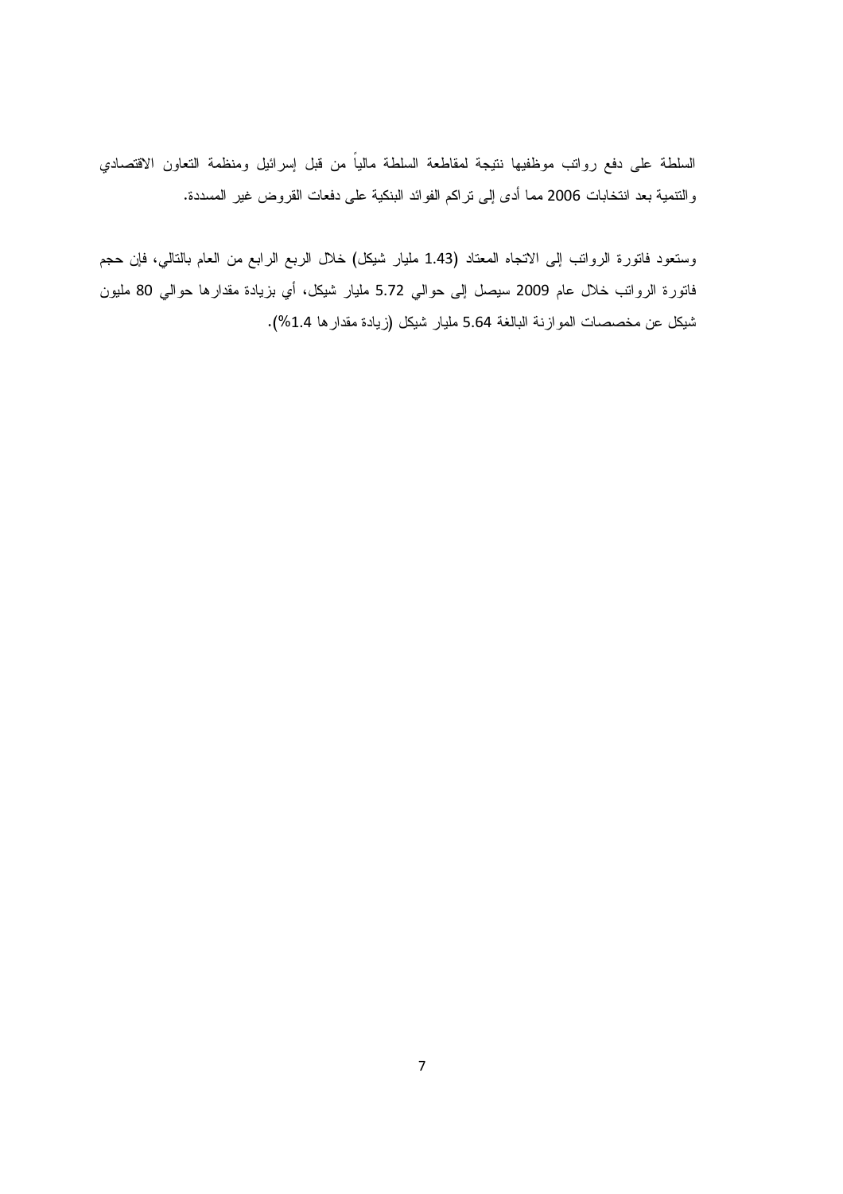السلطة على دفع رواتب موظفيها نتيجة لمقاطعة السلطة مالياً من قبل إسرائيل ومنظمة التعاون الاقتصادي والتنمية بعد انتخابات 2006 مما أدى إلى تراكم الفوائد البنكية على دفعات القروض غير المسددة.

وستعود فاتورة الرواتب إلى الاتجاه المعتاد (1.43 مليار شيكل) خلال الربع الرابع من العام بالتالي، فإن حجم فاتورة الرواتب خلال عام 2009 سيصل إلى حوالي 5.72 مليار شيكل، أي بزيادة مقدارها حوالي 80 مليون شيكل عن مخصصات الموازنة البالغة 5.64 مليار شيكل (زيادة مقدارها 1.4%).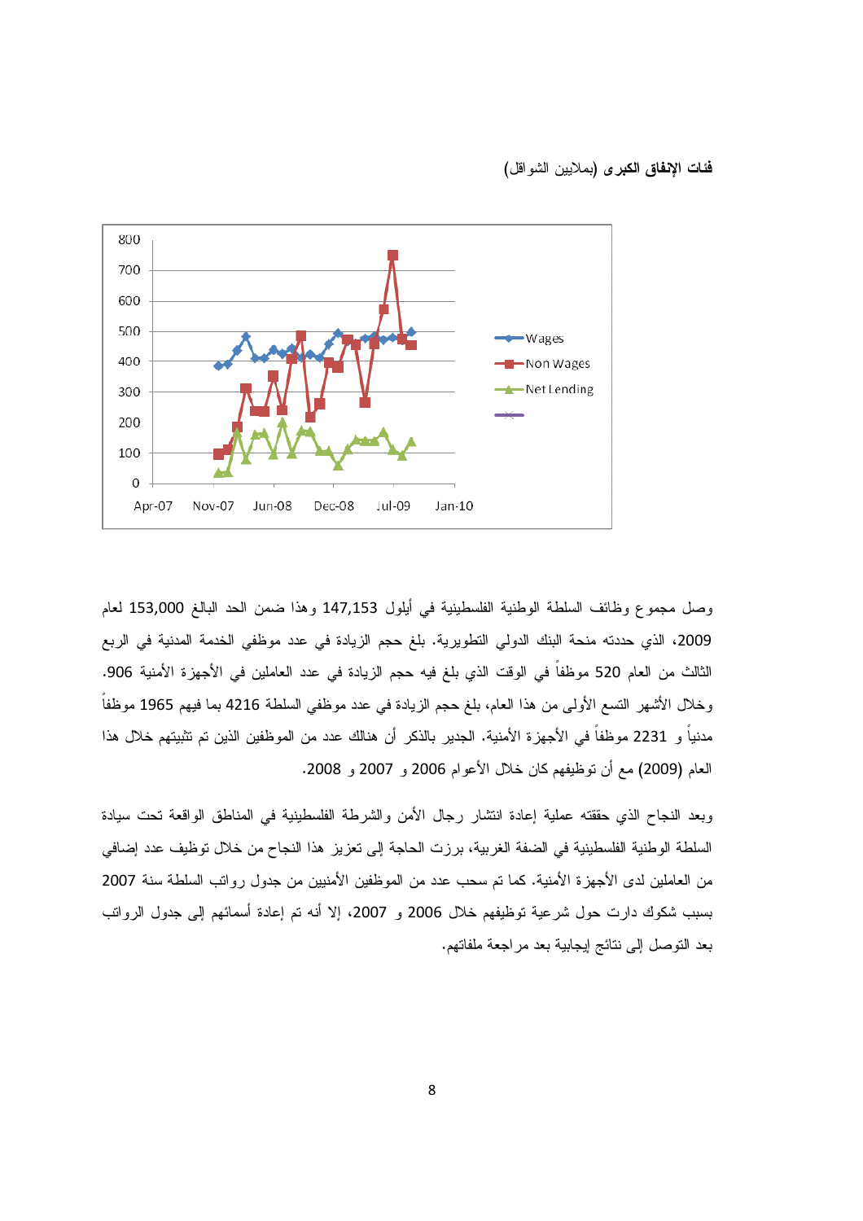**فئات الإنفاق الكبرى** (بملايين الشواقل)

وصل مجموع وظائف السلطة الوطنية الفلسطينية في أيلول 147,153 وهذا ضمن الحد البالغ 153,000 لعام 2009، الذي حددته منحة البنك الدولي التطويرية. بلغ حجم الزيادة في عدد موظفي الخدمة المدنية في الربع الثالث من العام 520 موظفاً في الوقت الذي بلغ فيه حجم الزيادة في عدد العاملين في الأجهزة الأمنية 906. وخلال الأشهر التسع الأولى من هذا العام، بلغ حجم الزيادة في عدد موظفي السلطة 4216 بما فيهم 1965 موظفاً مدنياً و 2231 موظفاً في الأجهزة الأمنية. الجدير بالذكر أن هنالك عدد من الموظفين الذين تم تثبيتهم خلال هذا العام (2009) مع أن توظيفهم كان خلال الأعوام 2006 و 2007 و 2008.

وبعد النجاح الذي حققته عملية إعادة انتشار رجال الأمن والشرطة الفلسطينية في المناطق الواقعة تحت سيادة السلطة الوطنية الفلسطينية في الضفة الغربية، برزت الحاجة إلى تعزيز هذا النجاح من خلال توظيف عدد إضافي من العاملين لدى الأجهزة الأمنية. كما تم سحب عدد من الموظفين الأمنيين من جدول رواتب السلطة سنة 2007 بسبب شكوك دارت حول شرعية توظيفهم خلال 2006 و 2007، إلا أنه تم إعادة أسمائهم إلى جدول الرواتب بعد التوصل إلى نتائج إيجابية بعد مراجعة ملفاتهم.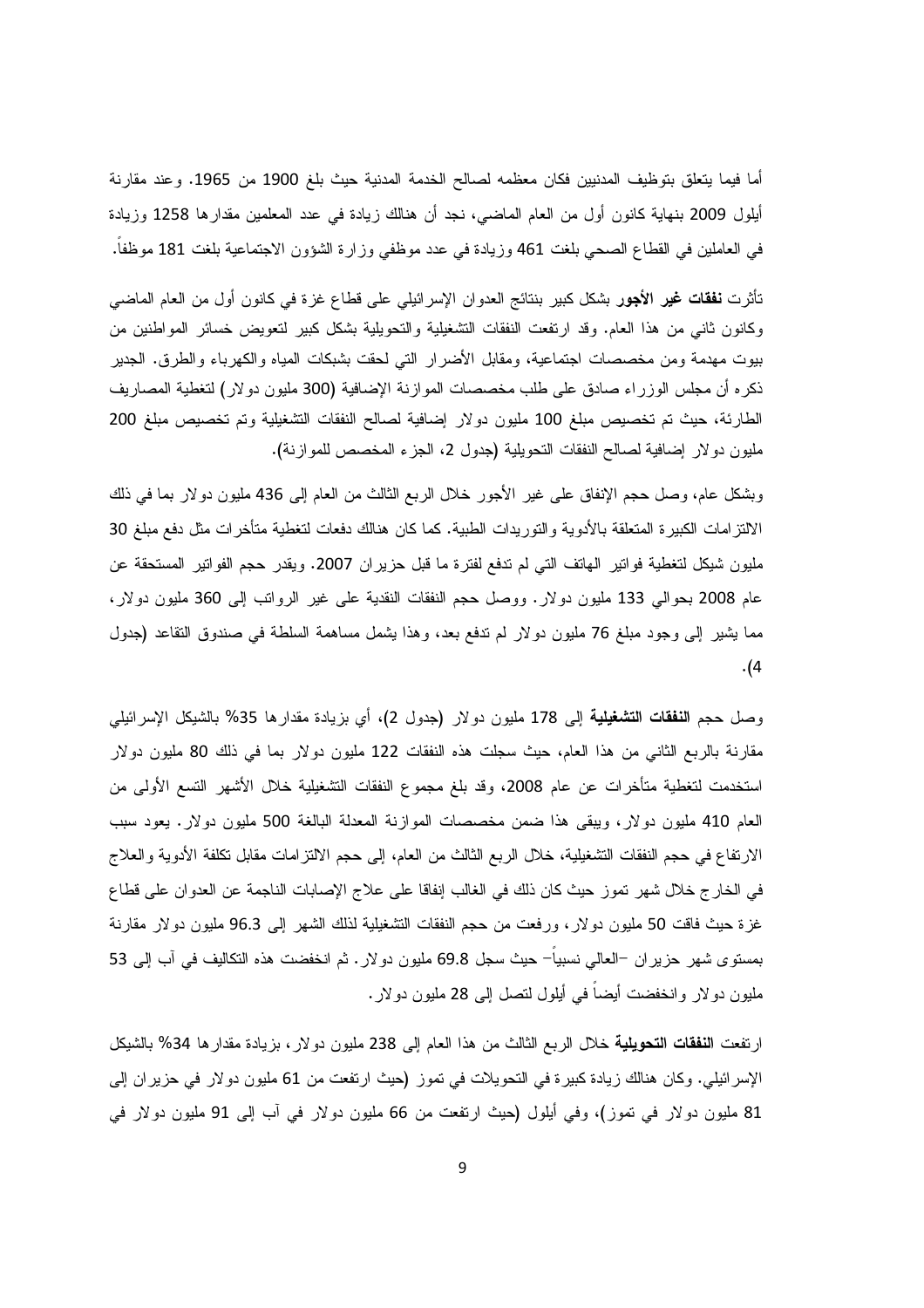أما فيما يتعلق بتوظيف المدنيين فكان معظمه لصالح الخدمة المدنية حيث بلغ 1900 من 1965. وعند مقارنة أيلول 2009 بنهاية كانون أول من العام الماضي، نجد أن هنالك زيادة في عدد المعلمين مقدارها 1258 وزيادة في العاملين في القطاع الصحي بلغت 461 وزيادة في عدد موظفي وزارة الشؤون الاجتماعية بلغت 181 موظفاً.

تأثرت **نفقات غير الأجور** بشكل كبير بنتائج العدوان الإسرائيلي على قطاع غزة في كانون أول من العام الماضي وكانون ثاني من هذا العام. وقد ارتفعت النفقات التشغيلية والتحويلية بشكل كبير لتعويض خسائر المواطنين من بيوت مهدمة ومن مخصصات اجتماعية، ومقابل الأضرار التي لحقت بشبكات المياه والكهرباء والطرق. الجدير ذكره أن مجلس الوزراء صادق على طلب مخصصات الموازنة الإضافية (300 مليون دولار) لتغطية المصاريف الطارئة، حيث تم تخصيص مبلغ 100 مليون دولار إضافية لصالح النفقات التشغيلية وتم تخصيص مبلغ 200 مليون دولار إضافية لصالح النفقات التحويلية (جدول 2، الجزء المخصص للموازنة).

وبشكل عام، وصل حجم الإنفاق على غير الأجور خلال الربع الثالث من العام إلى 436 مليون دولار بما في ذلك الالتزامات الكبيرة المتعلقة بالأدوية والتوريدات الطبية. كما كان هنالك دفعات لتغطية متأخرات مثل دفع مبلغ 30 مليون شيكل لتغطية فواتير الهاتف التي لم تدفع لفترة ما قبل حزيران 2007. ويقدر حجم الفواتير المستحقة عن عام 2008 بحوالي 133 مليون دولار. ووصل حجم النفقات النقدية على غير الرواتب إلى 360 مليون دولار، مما يشير إلى وجود مبلغ 76 مليون دولار لم تدفع بعد، وهذا يشمل مساهمة السلطة في صندوق التقاعد (جدول 4).

وصل حجم **النفقات التشغيلية** إلى 178 مليون دولار (جدول 2)، أي بزيادة مقدارها 35% بالشيكل الإسرائيلي مقارنة بالربع الثاني من هذا العام، حيث سجلت هذه النفقات 122 مليون دولار بما في ذلك 80 مليون دولار استخدمت لتغطية متأخرات عن عام 2008، وقد بلغ مجموع النفقات التشغيلية خلال الأشهر التسع الأولى من العام 410 مليون دولار، ويبقى هذا ضمن مخصصات الموازنة المعدلة البالغة 500 مليون دولار. يعود سبب الارتفاع في حجم النفقات التشغيلية، خلال الربع الثالث من العام، إلى حجم الالتزامات مقابل تكلفة الأدوية والعلاج في الخارج خلال شهر تموز حيث كان ذلك في الغالب إنفاقا على علاج الإصابات الناجمة عن العدوان على قطاع غزة حيث فاقت 50 مليون دولار، ورفعت من حجم النفقات التشغيلية لذلك الشهر إلى 96.3 مليون دولار مقارنة بمستوى شهر حزيران –العالي نسبياً– حيث سجل 69.8 مليون دولار. ثم انخفضت هذه التكاليف في آب إلى 53 مليون دولار وانخفضت أيضاً في أيلول لتصل إلى 28 مليون دولار.

ارتفعت **النفقات التحويلية** خلال الربع الثالث من هذا العام إلى 238 مليون دولار، بزيادة مقدارها 34% بالشيكل الإسرائيلي. وكان هنالك زيادة كبيرة في التحويلات في تموز (حيث ارتفعت من 61 مليون دولار في حزيران إلى 81 مليون دولار في تموز)، وفي أيلول (حيث ارتفعت من 66 مليون دولار في آب إلى 91 مليون دولار في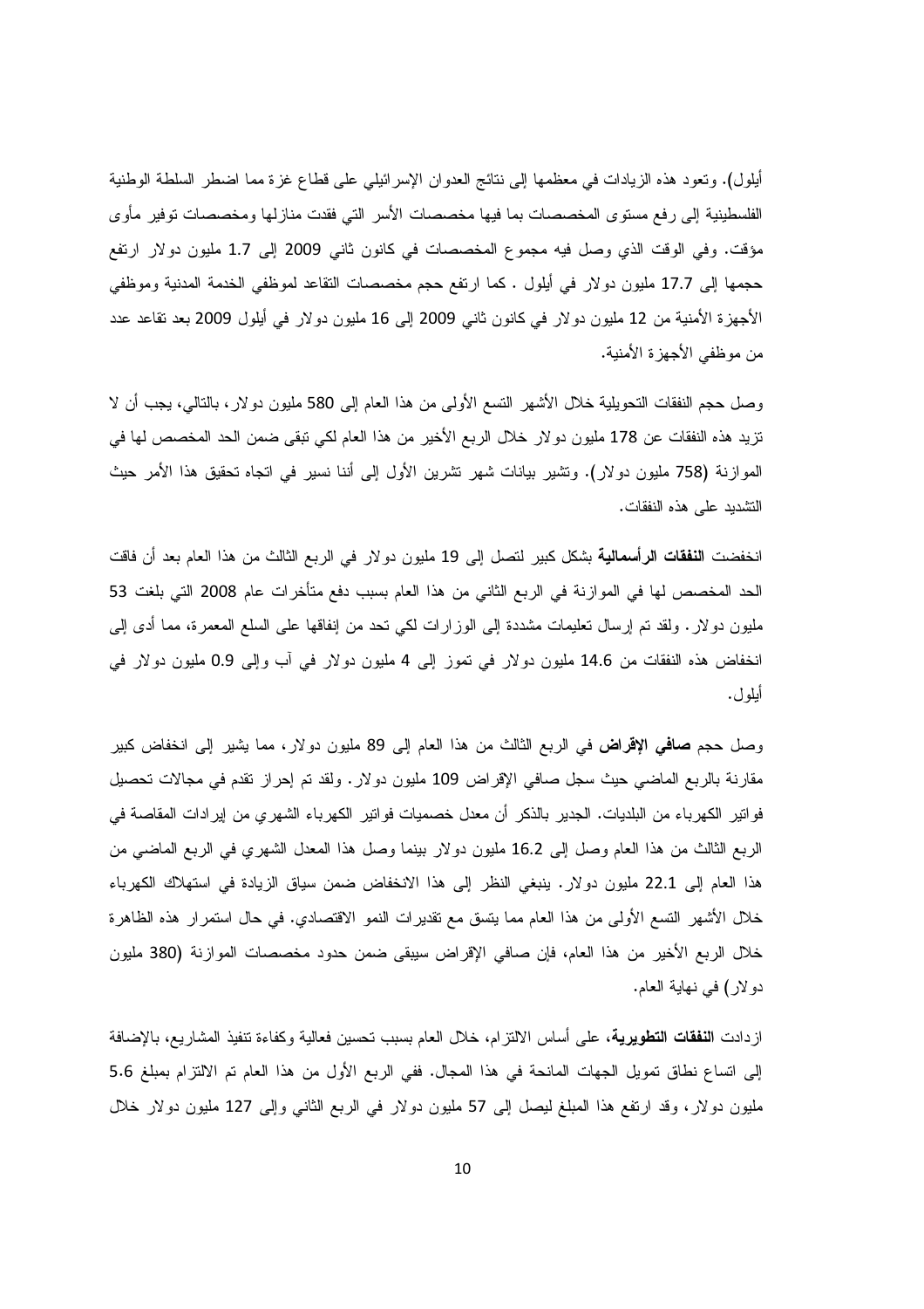أيلول). وتعود هذه الزيادات في معظمها إلى نتائج العدوان الإسرائيلي على قطاع غزة مما اضطر السلطة الوطنية الفلسطينية إلى رفع مستوى المخصصات بما فيها مخصصات الأسر التي فقدت منازلها ومخصصات توفير مأوى مؤقت. وفي الوقت الذي وصل فيه مجموع المخصصات في كانون ثاني 2009 إلى 1.7 مليون دولار ارتفع حجمها إلى 17.7 مليون دولار في أيلول . كما ارتفع حجم مخصصات التقاعد لموظفي الخدمة المدنية وموظفي الأجهزة الأمنية من 12 مليون دولار في كانون ثاني 2009 إلى 16 مليون دولار في أيلول 2009 بعد تقاعد عدد من موظفي الأجهزة الأمنية.

وصل حجم النفقات التحويلية خلال الأشهر التسع الأولى من هذا العام إلى 580 مليون دولار، بالتالي، يجب أن لا تزيد هذه النفقات عن 178 مليون دولار خلال الربع الأخير من هذا العام لكي تبقى ضمن الحد المخصص لها في الموازنة (758 مليون دولار). وتشير بيانات شهر تشرين الأول إلى أننا نسير في اتجاه تحقيق هذا الأمر حيث التشديد على هذه النفقات.

انخفضت **النفقات الرأسمالية** بشكل كبير لتصل إلى 19 مليون دولار في الربع الثالث من هذا العام بعد أن فاقت الحد المخصص لها في الموازنة في الربع الثاني من هذا العام بسبب دفع متأخرات عام 2008 التي بلغت 53 مليون دولار. ولقد تم إرسال تعليمات مشددة إلى الوزارات لكي تحد من إنفاقها على السلع المعمرة، مما أدى إلى انخفاض هذه النفقات من 14.6 مليون دولار في تموز إلى 4 مليون دولار في آب وإلى 0.9 مليون دولار في أيلول.

وصل حجم **صافي الإقراض** في الربع الثالث من هذا العام إلى 89 مليون دولار، مما يشير إلى انخفاض كبير مقارنة بالربع الماضي حيث سجل صافي الإقراض 109 مليون دولار. ولقد تم إحراز تقدم في مجالات تحصيل فواتير الكهرباء من البلديات. الجدير بالذكر أن معدل خصميات فواتير الكهرباء الشهري من إيرادات المقاصة في الربع الثالث من هذا العام وصل إلى 16.2 مليون دولار بينما وصل هذا المعدل الشهري في الربع الماضي من هذا العام إلى 22.1 مليون دولار. ينبغي النظر إلى هذا الانخفاض ضمن سياق الزيادة في استهلاك الكهرباء خلال الأشهر التسع الأولى من هذا العام مما يتسق مع تقديرات النمو الاقتصادي. في حال استمرار هذه الظاهرة خلال الربع الأخير من هذا العام، فإن صافي الإقراض سيبقى ضمن حدود مخصصات الموازنة (380 مليون دولار) في نهاية العام.

ازدادت **النفقات التطويرية**، على أساس الالتزام، خلال العام بسبب تحسين فعالية وكفاءة تنفيذ المشاريع، بالإضافة إلى اتساع نطاق تمويل الجهات المانحة في هذا المجال. ففي الربع الأول من هذا العام تم الالتزام بمبلغ 5.6 مليون دولار، وقد ارتفع هذا المبلغ ليصل إلى 57 مليون دولار في الربع الثاني وإلى 127 مليون دولار خلال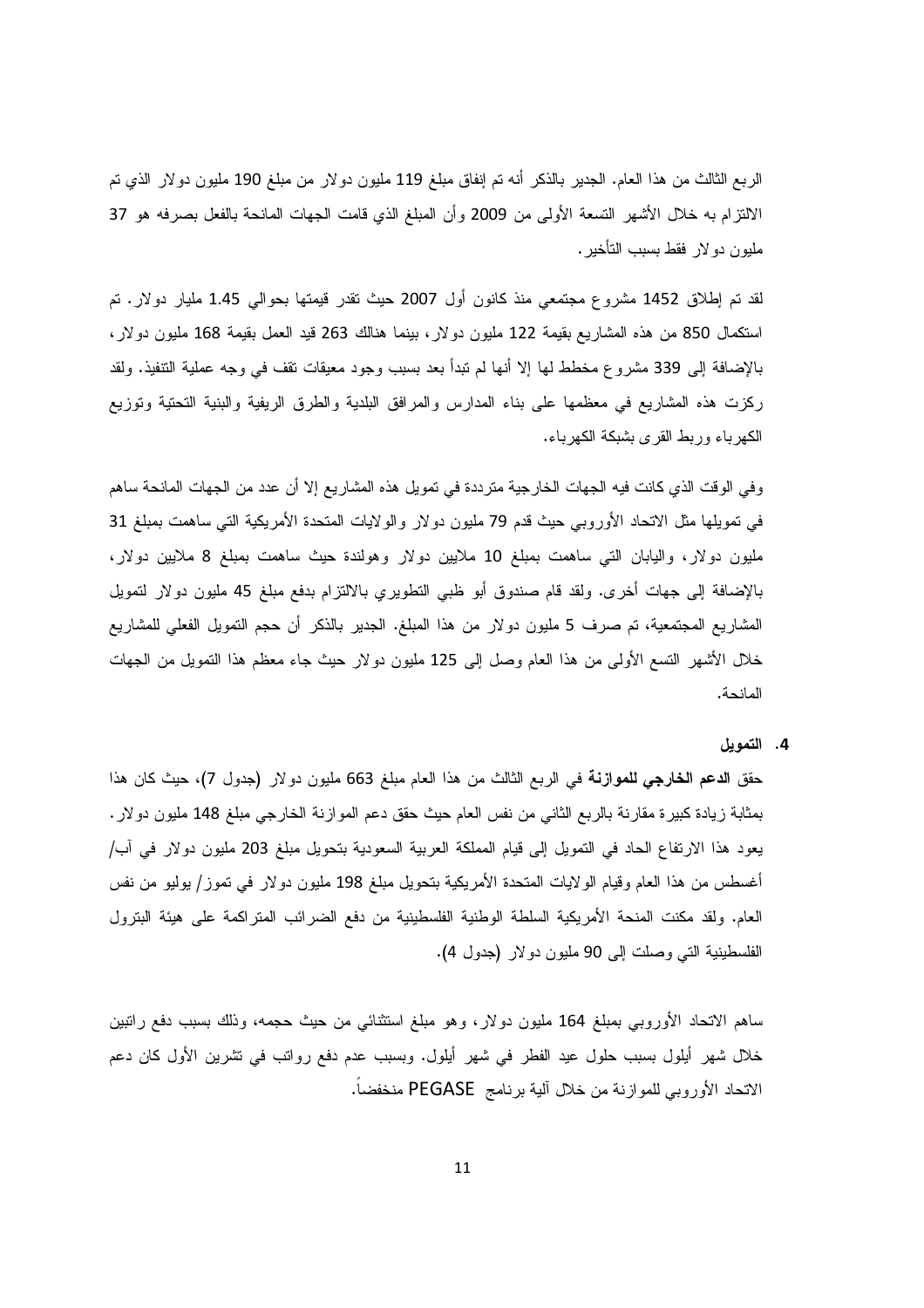الربع الثالث من هذا العام. الجدير بالذكر أنه تم إنفاق مبلغ 119 مليون دولار من مبلغ 190 مليون دولار الذي تم الالتزام به خلال الأشهر التسعة الأولى من 2009 وأن المبلغ الذي قامت الجهات المانحة بالفعل بصرفه هو 37 مليون دولار فقط بسبب التأخير.

لقد تم إطلاق 1452 مشروع مجتمعي منذ كانون أول 2007 حيث تقدر قيمتها بحوالي 1.45 مليار دولار. تم استكمال 850 من هذه المشاريع بقيمة 122 مليون دولار، بينما هنالك 263 قيد العمل بقيمة 168 مليون دولار، بالإضافة إلى 339 مشروع مخطط لها إلا أنها لم تبدأ بعد بسبب وجود معيقات تقف في وجه عملية التنفيذ. ولقد ركزت هذه المشاريع في معظمها على بناء المدارس والمرافق البلدية والطرق الريفية والبنية التحتية وتوزيع الكهرباء وربط القرى بشبكة الكهرباء.

وفي الوقت الذي كانت فيه الجهات الخارجية مترددة في تمويل هذه المشاريع إلا أن عدد من الجهات المانحة ساهم في تمويلها مثل الاتحاد الأوروبي حيث قدم 79 مليون دولار والولايات المتحدة الأمريكية التي ساهمت بمبلغ 31 مليون دولار، واليابان التي ساهمت بمبلغ 10 ملايين دولار وهولندة حيث ساهمت بمبلغ 8 ملايين دولار، بالإضافة إلى جهات أخرى. ولقد قام صندوق أبو ظبي التطويري بالالتزام بدفع مبلغ 45 مليون دولار لتمويل المشاريع المجتمعية، تم صرف 5 مليون دولار من هذا المبلغ. الجدير بالذكر أن حجم التمويل الفعلي للمشاريع خلال الأشهر التسع الأولى من هذا العام وصل إلى 125 مليون دولار حيث جاء معظم هذا التمويل من الجهات المانحة.

### 4. التمويل

حقق **الدعم الخارجي للموازنة** في الربع الثالث من هذا العام مبلغ 663 مليون دولار (جدول 7)، حيث كان هذا بمثابة زيادة كبيرة مقارنة بالربع الثاني من نفس العام حيث حقق دعم الموازنة الخارجي مبلغ 148 مليون دولار. يعود هذا الارتفاع الحاد في التمويل إلى قيام المملكة العربية السعودية بتحويل مبلغ 203 مليون دولار في آب/ أغسطس من هذا العام وقيام الولايات المتحدة الأمريكية بتحويل مبلغ 198 مليون دولار في تموز/ يوليو من نفس العام. ولقد مكنت المنحة الأمريكية السلطة الوطنية الفلسطينية من دفع الضرائب المتراكمة على هيئة البترول الفلسطينية التي وصلت إلى 90 مليون دولار (جدول 4).

ساهم الاتحاد الأوروبي بمبلغ 164 مليون دولار، وهو مبلغ استثنائي من حيث حجمه، وذلك بسبب دفع راتبين خلال شهر أيلول بسبب حلول عيد الفطر في شهر أيلول. وبسبب عدم دفع رواتب في تشرين الأول كان دعم الاتحاد الأوروبي للموازنة من خلال آلية برنامج PEGASE منخفضاً.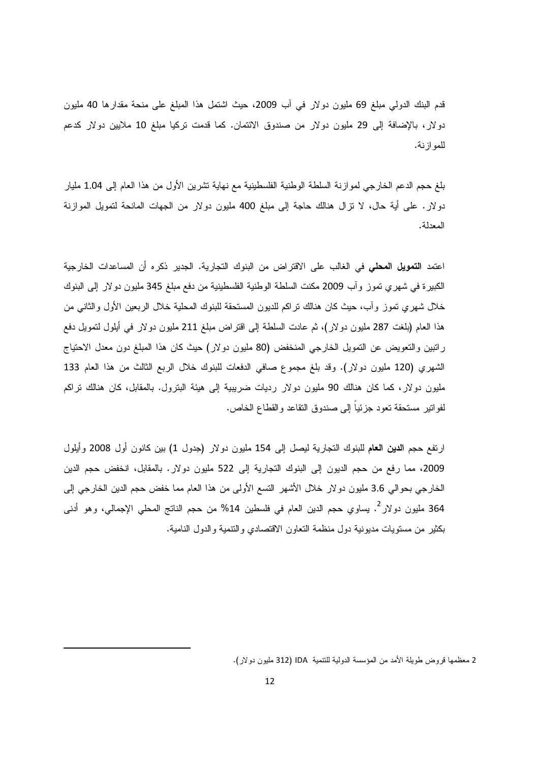قدم البنك الدولي مبلغ 69 مليون دولار في آب 2009، حيث اشتمل هذا المبلغ على منحة مقدارها 40 مليون دولار، بالإضافة إلى 29 مليون دولار من صندوق الائتمان. كما قدمت تركيا مبلغ 10 ملايين دولار كدعم للموازنة.

بلغ حجم الدعم الخارجي لموازنة السلطة الوطنية الفلسطينية مع نهاية تشرين الأول من هذا العام إلى 1.04 مليار دولار. على أية حال، لا تزال هنالك حاجة إلى مبلغ 400 مليون دولار من الجهات المانحة لتمويل الموازنة المعدلة.

اعتمد **التمويل المحلي** في الغالب على الاقتراض من البنوك التجارية. الجدير ذكره أن المساعدات الخارجية الكبيرة في شهري تموز وآب 2009 مكنت السلطة الوطنية الفلسطينية من دفع مبلغ 345 مليون دولار إلى البنوك خلال شهري تموز وآب، حيث كان هنالك تراكم للديون المستحقة للبنوك المحلية خلال الربعين الأول والثاني من هذا العام (بلغت 287 مليون دولار)، ثم عادت السلطة إلى اقتراض مبلغ 211 مليون دولار في أيلول لتمويل دفع رواتبين والتعويض عن التمويل الخارجي المنخفض (80 مليون دولار) حيث كان هذا المبلغ دون معدل الاحتياج الشهري (120 مليون دولار). وقد بلغ مجموع صافي الدفعات للبنوك خلال الربع الثالث من هذا العام 133 مليون دولار، كما كان هنالك 90 مليون دولار رديات ضريبية إلى هيئة البترول. بالمقابل، كان هنالك تراكم لفواتير مستحقة تعود جزئياً إلى صندوق التقاعد والقطاع الخاص.

ارتفع حجم **الدين العام** للبنوك التجارية ليصل إلى 154 مليون دولار (جدول 1) بين كانون أول 2008 وأيلول 2009، مما رفع من حجم الديون إلى البنوك التجارية إلى 522 مليون دولار. بالمقابل، انخفض حجم الدين الخارجي بحوالي 3.6 مليون دولار خلال الأشهر التسع الأولى من هذا العام مما خفض حجم الدين الخارجي إلى 364 مليون دولار[2]. يساوي حجم الدين العام في فلسطين 14% من حجم الناتج المحلي الإجمالي، وهو أدنى بكثير من مستويات مديونية دول منظمة التعاون الاقتصادي والتنمية والدول النامية.

---

2 معظمها قروض طويلة الأمد من المؤسسة الدولية للتنمية IDA (312 مليون دولار).